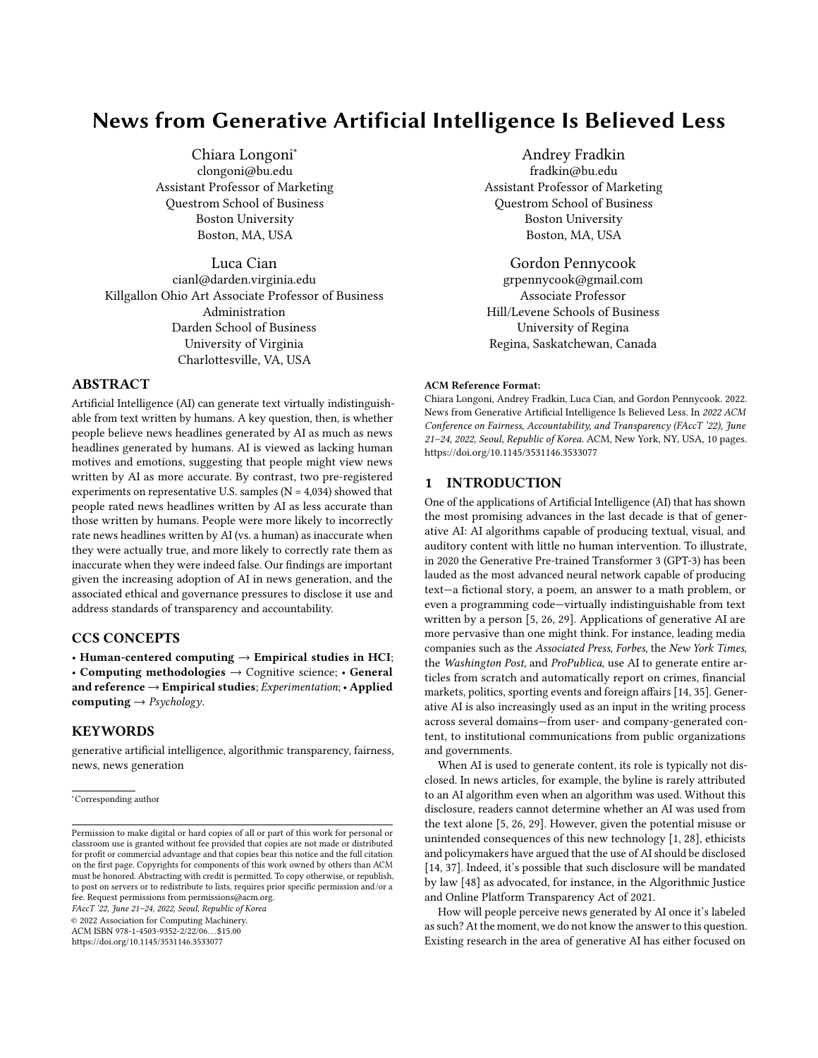# News from Generative Artificial Intelligence Is Believed Less

Chiara Longoni*
clongoni@bu.edu
Assistant Professor of Marketing
Questrom School of Business
Boston University
Boston, MA, USA

Andrey Fradkin
fradkin@bu.edu
Assistant Professor of Marketing
Questrom School of Business
Boston University
Boston, MA, USA

Luca Cian
cianl@darden.virginia.edu
Killgallon Ohio Art Associate Professor of Business Administration
Darden School of Business
University of Virginia
Charlottesville, VA, USA

Gordon Pennycook
grpennycook@gmail.com
Associate Professor
Hill/Levene Schools of Business
University of Regina
Regina, Saskatchewan, Canada

## ABSTRACT

Artificial Intelligence (AI) can generate text virtually indistinguishable from text written by humans. A key question, then, is whether people believe news headlines generated by AI as much as news headlines generated by humans. AI is viewed as lacking human motives and emotions, suggesting that people might view news written by AI as more accurate. By contrast, two pre-registered experiments on representative U.S. samples (N = 4,034) showed that people rated news headlines written by AI as less accurate than those written by humans. People were more likely to incorrectly rate news headlines written by AI (vs. a human) as inaccurate when they were actually true, and more likely to correctly rate them as inaccurate when they were indeed false. Our findings are important given the increasing adoption of AI in news generation, and the associated ethical and governance pressures to disclose it use and address standards of transparency and accountability.

## CCS CONCEPTS

• **Human-centered computing** → **Empirical studies in HCI**; • **Computing methodologies** → Cognitive science; • **General and reference** → **Empirical studies**; *Experimentation*; • **Applied computing** → *Psychology*.

## KEYWORDS

generative artificial intelligence, algorithmic transparency, fairness, news, news generation

*Corresponding author

Permission to make digital or hard copies of all or part of this work for personal or classroom use is granted without fee provided that copies are not made or distributed for profit or commercial advantage and that copies bear this notice and the full citation on the first page. Copyrights for components of this work owned by others than ACM must be honored. Abstracting with credit is permitted. To copy otherwise, or republish, to post on servers or to redistribute to lists, requires prior specific permission and/or a fee. Request permissions from permissions@acm.org.
*FAccT '22, June 21–24, 2022, Seoul, Republic of Korea*
© 2022 Association for Computing Machinery.
ACM ISBN 978-1-4503-9352-2/22/06...$15.00
https://doi.org/10.1145/3531146.3533077

**ACM Reference Format:**
Chiara Longoni, Andrey Fradkin, Luca Cian, and Gordon Pennycook. 2022. News from Generative Artificial Intelligence Is Believed Less. In *2022 ACM Conference on Fairness, Accountability, and Transparency (FAccT '22), June 21–24, 2022, Seoul, Republic of Korea.* ACM, New York, NY, USA, 10 pages. https://doi.org/10.1145/3531146.3533077

## 1 INTRODUCTION

One of the applications of Artificial Intelligence (AI) that has shown the most promising advances in the last decade is that of generative AI: AI algorithms capable of producing textual, visual, and auditory content with little no human intervention. To illustrate, in 2020 the Generative Pre-trained Transformer 3 (GPT-3) has been lauded as the most advanced neural network capable of producing text—a fictional story, a poem, an answer to a math problem, or even a programming code—virtually indistinguishable from text written by a person [5, 26, 29]. Applications of generative AI are more pervasive than one might think. For instance, leading media companies such as the *Associated Press*, *Forbes*, the *New York Times*, the *Washington Post*, and *ProPublica*, use AI to generate entire articles from scratch and automatically report on crimes, financial markets, politics, sporting events and foreign affairs [14, 35]. Generative AI is also increasingly used as an input in the writing process across several domains—from user- and company-generated content, to institutional communications from public organizations and governments.

When AI is used to generate content, its role is typically not disclosed. In news articles, for example, the byline is rarely attributed to an AI algorithm even when an algorithm was used. Without this disclosure, readers cannot determine whether an AI was used from the text alone [5, 26, 29]. However, given the potential misuse or unintended consequences of this new technology [1, 28], ethicists and policymakers have argued that the use of AI should be disclosed [14, 37]. Indeed, it's possible that such disclosure will be mandated by law [48] as advocated, for instance, in the Algorithmic Justice and Online Platform Transparency Act of 2021.

How will people perceive news generated by AI once it's labeled as such? At the moment, we do not know the answer to this question. Existing research in the area of generative AI has either focused on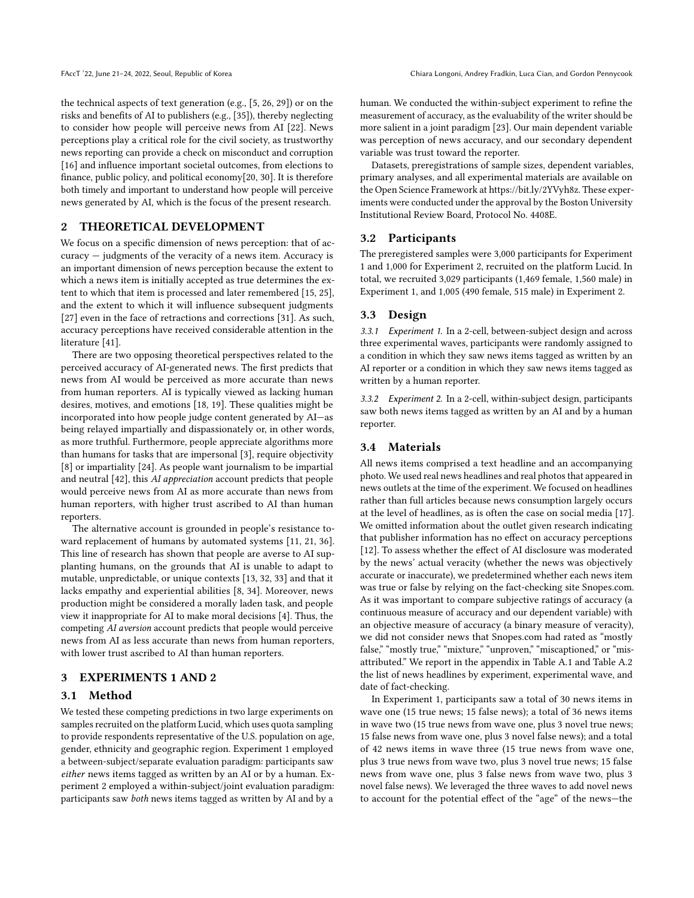the technical aspects of text generation (e.g., [5, 26, 29]) or on the risks and benefits of AI to publishers (e.g., [35]), thereby neglecting to consider how people will perceive news from AI [22]. News perceptions play a critical role for the civil society, as trustworthy news reporting can provide a check on misconduct and corruption [16] and influence important societal outcomes, from elections to finance, public policy, and political economy[20, 30]. It is therefore both timely and important to understand how people will perceive news generated by AI, which is the focus of the present research.

## 2 THEORETICAL DEVELOPMENT

We focus on a specific dimension of news perception: that of accuracy — judgments of the veracity of a news item. Accuracy is an important dimension of news perception because the extent to which a news item is initially accepted as true determines the extent to which that item is processed and later remembered [15, 25], and the extent to which it will influence subsequent judgments [27] even in the face of retractions and corrections [31]. As such, accuracy perceptions have received considerable attention in the literature [41].

There are two opposing theoretical perspectives related to the perceived accuracy of AI-generated news. The first predicts that news from AI would be perceived as more accurate than news from human reporters. AI is typically viewed as lacking human desires, motives, and emotions [18, 19]. These qualities might be incorporated into how people judge content generated by AI—as being relayed impartially and dispassionately or, in other words, as more truthful. Furthermore, people appreciate algorithms more than humans for tasks that are impersonal [3], require objectivity [8] or impartiality [24]. As people want journalism to be impartial and neutral [42], this *AI appreciation* account predicts that people would perceive news from AI as more accurate than news from human reporters, with higher trust ascribed to AI than human reporters.

The alternative account is grounded in people's resistance toward replacement of humans by automated systems [11, 21, 36]. This line of research has shown that people are averse to AI supplanting humans, on the grounds that AI is unable to adapt to mutable, unpredictable, or unique contexts [13, 32, 33] and that it lacks empathy and experiential abilities [8, 34]. Moreover, news production might be considered a morally laden task, and people view it inappropriate for AI to make moral decisions [4]. Thus, the competing *AI aversion* account predicts that people would perceive news from AI as less accurate than news from human reporters, with lower trust ascribed to AI than human reporters.

## 3 EXPERIMENTS 1 AND 2

### 3.1 Method

We tested these competing predictions in two large experiments on samples recruited on the platform Lucid, which uses quota sampling to provide respondents representative of the U.S. population on age, gender, ethnicity and geographic region. Experiment 1 employed a between-subject/separate evaluation paradigm: participants saw *either* news items tagged as written by an AI or by a human. Experiment 2 employed a within-subject/joint evaluation paradigm: participants saw *both* news items tagged as written by AI and by a human. We conducted the within-subject experiment to refine the measurement of accuracy, as the evaluability of the writer should be more salient in a joint paradigm [23]. Our main dependent variable was perception of news accuracy, and our secondary dependent variable was trust toward the reporter.

Datasets, preregistrations of sample sizes, dependent variables, primary analyses, and all experimental materials are available on the Open Science Framework at https://bit.ly/2YVyh8z. These experiments were conducted under the approval by the Boston University Institutional Review Board, Protocol No. 4408E.

### 3.2 Participants

The preregistered samples were 3,000 participants for Experiment 1 and 1,000 for Experiment 2, recruited on the platform Lucid. In total, we recruited 3,029 participants (1,469 female, 1,560 male) in Experiment 1, and 1,005 (490 female, 515 male) in Experiment 2.

### 3.3 Design

*3.3.1 Experiment 1.* In a 2-cell, between-subject design and across three experimental waves, participants were randomly assigned to a condition in which they saw news items tagged as written by an AI reporter or a condition in which they saw news items tagged as written by a human reporter.

*3.3.2 Experiment 2.* In a 2-cell, within-subject design, participants saw both news items tagged as written by an AI and by a human reporter.

### 3.4 Materials

All news items comprised a text headline and an accompanying photo. We used real news headlines and real photos that appeared in news outlets at the time of the experiment. We focused on headlines rather than full articles because news consumption largely occurs at the level of headlines, as is often the case on social media [17]. We omitted information about the outlet given research indicating that publisher information has no effect on accuracy perceptions [12]. To assess whether the effect of AI disclosure was moderated by the news' actual veracity (whether the news was objectively accurate or inaccurate), we predetermined whether each news item was true or false by relying on the fact-checking site Snopes.com. As it was important to compare subjective ratings of accuracy (a continuous measure of accuracy and our dependent variable) with an objective measure of accuracy (a binary measure of veracity), we did not consider news that Snopes.com had rated as "mostly false," "mostly true," "mixture," "unproven," "miscaptioned," or "misattributed." We report in the appendix in Table A.1 and Table A.2 the list of news headlines by experiment, experimental wave, and date of fact-checking.

In Experiment 1, participants saw a total of 30 news items in wave one (15 true news; 15 false news); a total of 36 news items in wave two (15 true news from wave one, plus 3 novel true news; 15 false news from wave one, plus 3 novel false news); and a total of 42 news items in wave three (15 true news from wave one, plus 3 true news from wave two, plus 3 novel true news; 15 false news from wave one, plus 3 false news from wave two, plus 3 novel false news). We leveraged the three waves to add novel news to account for the potential effect of the "age" of the news—the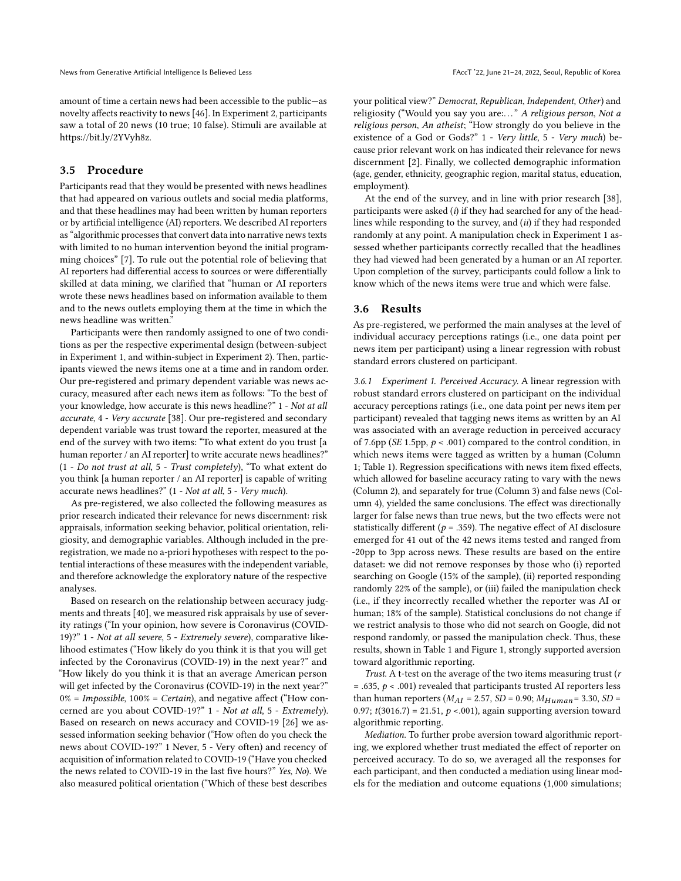amount of time a certain news had been accessible to the public—as novelty affects reactivity to news [46]. In Experiment 2, participants saw a total of 20 news (10 true; 10 false). Stimuli are available at https://bit.ly/2YVyh8z.

### 3.5 Procedure

Participants read that they would be presented with news headlines that had appeared on various outlets and social media platforms, and that these headlines may had been written by human reporters or by artificial intelligence (AI) reporters. We described AI reporters as "algorithmic processes that convert data into narrative news texts with limited to no human intervention beyond the initial programming choices" [7]. To rule out the potential role of believing that AI reporters had differential access to sources or were differentially skilled at data mining, we clarified that "human or AI reporters wrote these news headlines based on information available to them and to the news outlets employing them at the time in which the news headline was written."

Participants were then randomly assigned to one of two conditions as per the respective experimental design (between-subject in Experiment 1, and within-subject in Experiment 2). Then, participants viewed the news items one at a time and in random order. Our pre-registered and primary dependent variable was news accuracy, measured after each news item as follows: "To the best of your knowledge, how accurate is this news headline?" 1 - *Not at all accurate*, 4 - *Very accurate* [38]. Our pre-registered and secondary dependent variable was trust toward the reporter, measured at the end of the survey with two items: "To what extent do you trust [a human reporter / an AI reporter] to write accurate news headlines?" (1 - *Do not trust at all*, 5 - *Trust completely*), "To what extent do you think [a human reporter / an AI reporter] is capable of writing accurate news headlines?" (1 - *Not at all*, 5 - *Very much*).

As pre-registered, we also collected the following measures as prior research indicated their relevance for news discernment: risk appraisals, information seeking behavior, political orientation, religiosity, and demographic variables. Although included in the pre-registration, we made no a-priori hypotheses with respect to the potential interactions of these measures with the independent variable, and therefore acknowledge the exploratory nature of the respective analyses.

Based on research on the relationship between accuracy judgments and threats [40], we measured risk appraisals by use of severity ratings ("In your opinion, how severe is Coronavirus (COVID-19)?" 1 - *Not at all severe*, 5 - *Extremely severe*), comparative likelihood estimates ("How likely do you think it is that you will get infected by the Coronavirus (COVID-19) in the next year?" and "How likely do you think it is that an average American person will get infected by the Coronavirus (COVID-19) in the next year?" 0% = *Impossible*, 100% = *Certain*), and negative affect ("How concerned are you about COVID-19?" 1 - *Not at all*, 5 - *Extremely*). Based on research on news accuracy and COVID-19 [26] we assessed information seeking behavior ("How often do you check the news about COVID-19?" 1 Never, 5 - Very often) and recency of acquisition of information related to COVID-19 ("Have you checked the news related to COVID-19 in the last five hours?" *Yes*, *No*). We also measured political orientation ("Which of these best describes your political view?" *Democrat*, *Republican*, *Independent*, *Other*) and religiosity ("Would you say you are:. . . " *A religious person*, *Not a religious person*, *An atheist*; "How strongly do you believe in the existence of a God or Gods?" 1 - *Very little*, 5 - *Very much*) because prior relevant work on has indicated their relevance for news discernment [2]. Finally, we collected demographic information (age, gender, ethnicity, geographic region, marital status, education, employment).

At the end of the survey, and in line with prior research [38], participants were asked (*i*) if they had searched for any of the headlines while responding to the survey, and (*ii*) if they had responded randomly at any point. A manipulation check in Experiment 1 assessed whether participants correctly recalled that the headlines they had viewed had been generated by a human or an AI reporter. Upon completion of the survey, participants could follow a link to know which of the news items were true and which were false.

### 3.6 Results

As pre-registered, we performed the main analyses at the level of individual accuracy perceptions ratings (i.e., one data point per news item per participant) using a linear regression with robust standard errors clustered on participant.

*3.6.1 Experiment 1. Perceived Accuracy.* A linear regression with robust standard errors clustered on participant on the individual accuracy perceptions ratings (i.e., one data point per news item per participant) revealed that tagging news items as written by an AI was associated with an average reduction in perceived accuracy of 7.6pp (*SE* 1.5pp, $p < .001$) compared to the control condition, in which news items were tagged as written by a human (Column 1; Table 1). Regression specifications with news item fixed effects, which allowed for baseline accuracy rating to vary with the news (Column 2), and separately for true (Column 3) and false news (Column 4), yielded the same conclusions. The effect was directionally larger for false news than true news, but the two effects were not statistically different ($p = .359$). The negative effect of AI disclosure emerged for 41 out of the 42 news items tested and ranged from -20pp to 3pp across news. These results are based on the entire dataset: we did not remove responses by those who (i) reported searching on Google (15% of the sample), (ii) reported responding randomly 22% of the sample), or (iii) failed the manipulation check (i.e., if they incorrectly recalled whether the reporter was AI or human; 18% of the sample). Statistical conclusions do not change if we restrict analysis to those who did not search on Google, did not respond randomly, or passed the manipulation check. Thus, these results, shown in Table 1 and Figure 1, strongly supported aversion toward algorithmic reporting.

*Trust.* A t-test on the average of the two items measuring trust ($r = .635$, $p < .001$) revealed that participants trusted AI reporters less than human reporters ($M_{AI} = 2.57$, $SD = 0.90$; $M_{Human} = 3.30$, $SD = 0.97$; $t(3016.7) = 21.51$, $p < .001$), again supporting aversion toward algorithmic reporting.

*Mediation.* To further probe aversion toward algorithmic reporting, we explored whether trust mediated the effect of reporter on perceived accuracy. To do so, we averaged all the responses for each participant, and then conducted a mediation using linear models for the mediation and outcome equations (1,000 simulations;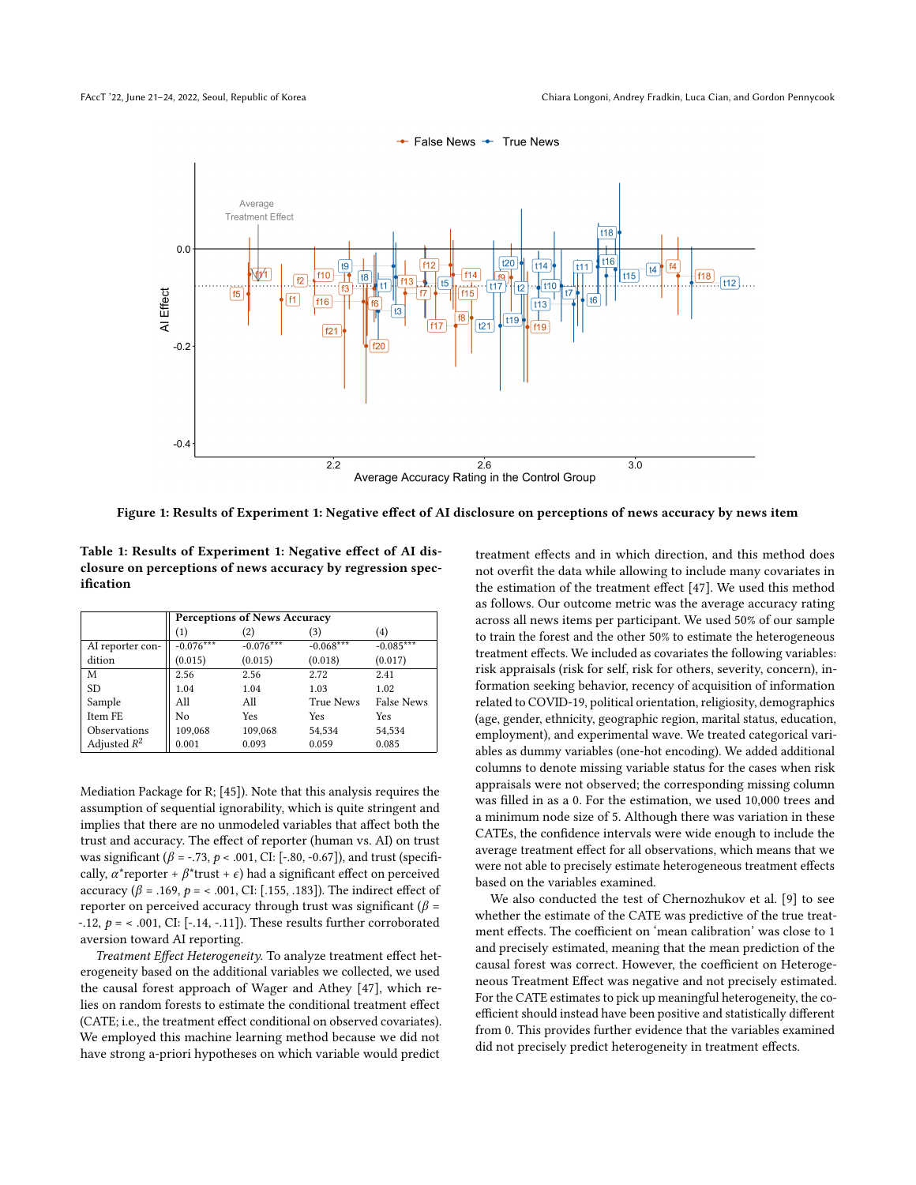**Figure 1: Results of Experiment 1: Negative effect of AI disclosure on perceptions of news accuracy by news item**

**Table 1: Results of Experiment 1: Negative effect of AI disclosure on perceptions of news accuracy by regression specification**

| | Perceptions of News Accuracy | | | |
|---|---|---|---|---|
| | (1) | (2) | (3) | (4) |
| AI reporter condition | -0.076*** | -0.076*** | -0.068*** | -0.085*** |
| | (0.015) | (0.015) | (0.018) | (0.017) |
| M | 2.56 | 2.56 | 2.72 | 2.41 |
| SD | 1.04 | 1.04 | 1.03 | 1.02 |
| Sample | All | All | True News | False News |
| Item FE | No | Yes | Yes | Yes |
| Observations | 109,068 | 109,068 | 54,534 | 54,534 |
| Adjusted $R^2$ | 0.001 | 0.093 | 0.059 | 0.085 |

Mediation Package for R; [45]). Note that this analysis requires the assumption of sequential ignorability, which is quite stringent and implies that there are no unmodeled variables that affect both the trust and accuracy. The effect of reporter (human vs. AI) on trust was significant ($\beta$ = -.73, $p$ < .001, CI: [-.80, -0.67]), and trust (specifically, $\alpha^*$reporter + $\beta^*$trust + $\epsilon$) had a significant effect on perceived accuracy ($\beta$ = .169, $p$ = < .001, CI: [.155, .183]). The indirect effect of reporter on perceived accuracy through trust was significant ($\beta$ = -.12, $p$ = < .001, CI: [-.14, -.11]). These results further corroborated aversion toward AI reporting.

*Treatment Effect Heterogeneity.* To analyze treatment effect heterogeneity based on the additional variables we collected, we used the causal forest approach of Wager and Athey [47], which relies on random forests to estimate the conditional treatment effect (CATE; i.e., the treatment effect conditional on observed covariates). We employed this machine learning method because we did not have strong a-priori hypotheses on which variable would predict treatment effects and in which direction, and this method does not overfit the data while allowing to include many covariates in the estimation of the treatment effect [47]. We used this method as follows. Our outcome metric was the average accuracy rating across all news items per participant. We used 50% of our sample to train the forest and the other 50% to estimate the heterogeneous treatment effects. We included as covariates the following variables: risk appraisals (risk for self, risk for others, severity, concern), information seeking behavior, recency of acquisition of information related to COVID-19, political orientation, religiosity, demographics (age, gender, ethnicity, geographic region, marital status, education, employment), and experimental wave. We treated categorical variables as dummy variables (one-hot encoding). We added additional columns to denote missing variable status for the cases when risk appraisals were not observed; the corresponding missing column was filled in as a 0. For the estimation, we used 10,000 trees and a minimum node size of 5. Although there was variation in these CATEs, the confidence intervals were wide enough to include the average treatment effect for all observations, which means that we were not able to precisely estimate heterogeneous treatment effects based on the variables examined.

We also conducted the test of Chernozhukov et al. [9] to see whether the estimate of the CATE was predictive of the true treatment effects. The coefficient on 'mean calibration' was close to 1 and precisely estimated, meaning that the mean prediction of the causal forest was correct. However, the coefficient on Heterogeneous Treatment Effect was negative and not precisely estimated. For the CATE estimates to pick up meaningful heterogeneity, the coefficient should instead have been positive and statistically different from 0. This provides further evidence that the variables examined did not precisely predict heterogeneity in treatment effects.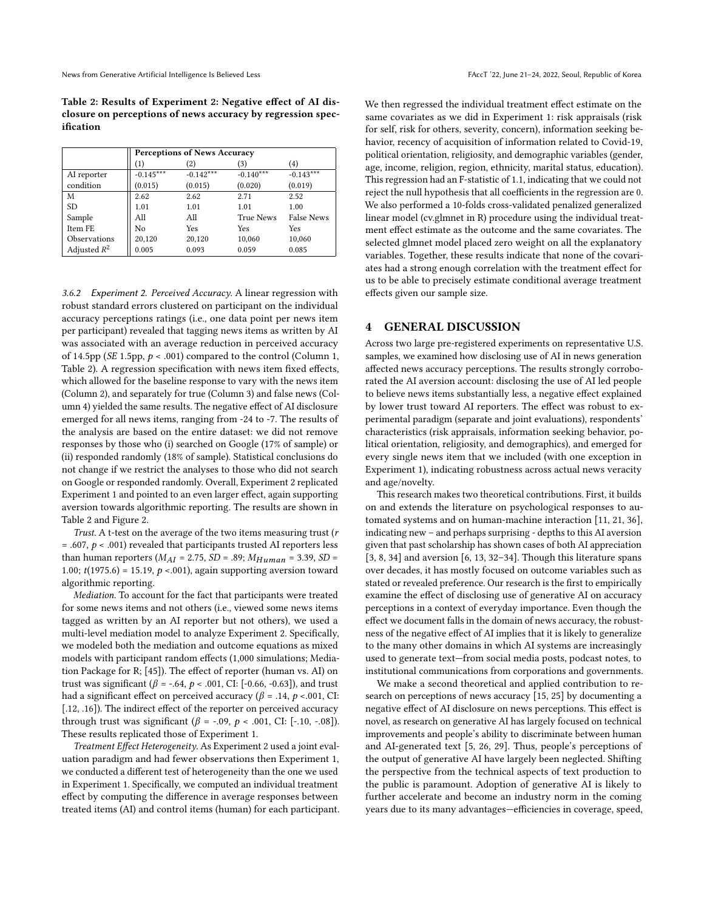**Table 2: Results of Experiment 2: Negative effect of AI disclosure on perceptions of news accuracy by regression specification**

| | Perceptions of News Accuracy | | | |
|---|---|---|---|---|
| | (1) | (2) | (3) | (4) |
| AI reporter condition | $-0.145^{***}$ (0.015) | $-0.142^{***}$ (0.015) | $-0.140^{***}$ (0.020) | $-0.143^{***}$ (0.019) |
| M | 2.62 | 2.62 | 2.71 | 2.52 |
| SD | 1.01 | 1.01 | 1.01 | 1.00 |
| Sample | All | All | True News | False News |
| Item FE | No | Yes | Yes | Yes |
| Observations | 20,120 | 20,120 | 10,060 | 10,060 |
| Adjusted $R^2$ | 0.005 | 0.093 | 0.059 | 0.085 |

*3.6.2 Experiment 2. Perceived Accuracy.* A linear regression with robust standard errors clustered on participant on the individual accuracy perceptions ratings (i.e., one data point per news item per participant) revealed that tagging news items as written by AI was associated with an average reduction in perceived accuracy of 14.5pp (*SE* 1.5pp, $p < .001$) compared to the control (Column 1, Table 2). A regression specification with news item fixed effects, which allowed for the baseline response to vary with the news item (Column 2), and separately for true (Column 3) and false news (Column 4) yielded the same results. The negative effect of AI disclosure emerged for all news items, ranging from -24 to -7. The results of the analysis are based on the entire dataset: we did not remove responses by those who (i) searched on Google (17% of sample) or (ii) responded randomly (18% of sample). Statistical conclusions do not change if we restrict the analyses to those who did not search on Google or responded randomly. Overall, Experiment 2 replicated Experiment 1 and pointed to an even larger effect, again supporting aversion towards algorithmic reporting. The results are shown in Table 2 and Figure 2.

*Trust.* A t-test on the average of the two items measuring trust ($r = .607$, $p < .001$) revealed that participants trusted AI reporters less than human reporters ($M_{AI} = 2.75$, $SD = .89$; $M_{Human} = 3.39$, $SD = 1.00$; $t(1975.6) = 15.19$, $p < .001$), again supporting aversion toward algorithmic reporting.

*Mediation.* To account for the fact that participants were treated for some news items and not others (i.e., viewed some news items tagged as written by an AI reporter but not others), we used a multi-level mediation model to analyze Experiment 2. Specifically, we modeled both the mediation and outcome equations as mixed models with participant random effects (1,000 simulations; Mediation Package for R; [45]). The effect of reporter (human vs. AI) on trust was significant ($\beta = -.64$, $p < .001$, CI: [-0.66, -0.63]), and trust had a significant effect on perceived accuracy ($\beta = .14$, $p < .001$, CI: [.12, .16]). The indirect effect of the reporter on perceived accuracy through trust was significant ($\beta = -.09$, $p < .001$, CI: [-.10, -.08]). These results replicated those of Experiment 1.

*Treatment Effect Heterogeneity.* As Experiment 2 used a joint evaluation paradigm and had fewer observations then Experiment 1, we conducted a different test of heterogeneity than the one we used in Experiment 1. Specifically, we computed an individual treatment effect by computing the difference in average responses between treated items (AI) and control items (human) for each participant. We then regressed the individual treatment effect estimate on the same covariates as we did in Experiment 1: risk appraisals (risk for self, risk for others, severity, concern), information seeking behavior, recency of acquisition of information related to Covid-19, political orientation, religiosity, and demographic variables (gender, age, income, religion, region, ethnicity, marital status, education). This regression had an F-statistic of 1.1, indicating that we could not reject the null hypothesis that all coefficients in the regression are 0. We also performed a 10-folds cross-validated penalized generalized linear model (cv.glmnet in R) procedure using the individual treatment effect estimate as the outcome and the same covariates. The selected glmnet model placed zero weight on all the explanatory variables. Together, these results indicate that none of the covariates had a strong enough correlation with the treatment effect for us to be able to precisely estimate conditional average treatment effects given our sample size.

## 4 GENERAL DISCUSSION

Across two large pre-registered experiments on representative U.S. samples, we examined how disclosing use of AI in news generation affected news accuracy perceptions. The results strongly corroborated the AI aversion account: disclosing the use of AI led people to believe news items substantially less, a negative effect explained by lower trust toward AI reporters. The effect was robust to experimental paradigm (separate and joint evaluations), respondents' characteristics (risk appraisals, information seeking behavior, political orientation, religiosity, and demographics), and emerged for every single news item that we included (with one exception in Experiment 1), indicating robustness across actual news veracity and age/novelty.

This research makes two theoretical contributions. First, it builds on and extends the literature on psychological responses to automated systems and on human-machine interaction [11, 21, 36], indicating new – and perhaps surprising - depths to this AI aversion given that past scholarship has shown cases of both AI appreciation [3, 8, 34] and aversion [6, 13, 32–34]. Though this literature spans over decades, it has mostly focused on outcome variables such as stated or revealed preference. Our research is the first to empirically examine the effect of disclosing use of generative AI on accuracy perceptions in a context of everyday importance. Even though the effect we document falls in the domain of news accuracy, the robustness of the negative effect of AI implies that it is likely to generalize to the many other domains in which AI systems are increasingly used to generate text—from social media posts, podcast notes, to institutional communications from corporations and governments.

We make a second theoretical and applied contribution to research on perceptions of news accuracy [15, 25] by documenting a negative effect of AI disclosure on news perceptions. This effect is novel, as research on generative AI has largely focused on technical improvements and people's ability to discriminate between human and AI-generated text [5, 26, 29]. Thus, people's perceptions of the output of generative AI have largely been neglected. Shifting the perspective from the technical aspects of text production to the public is paramount. Adoption of generative AI is likely to further accelerate and become an industry norm in the coming years due to its many advantages—efficiencies in coverage, speed,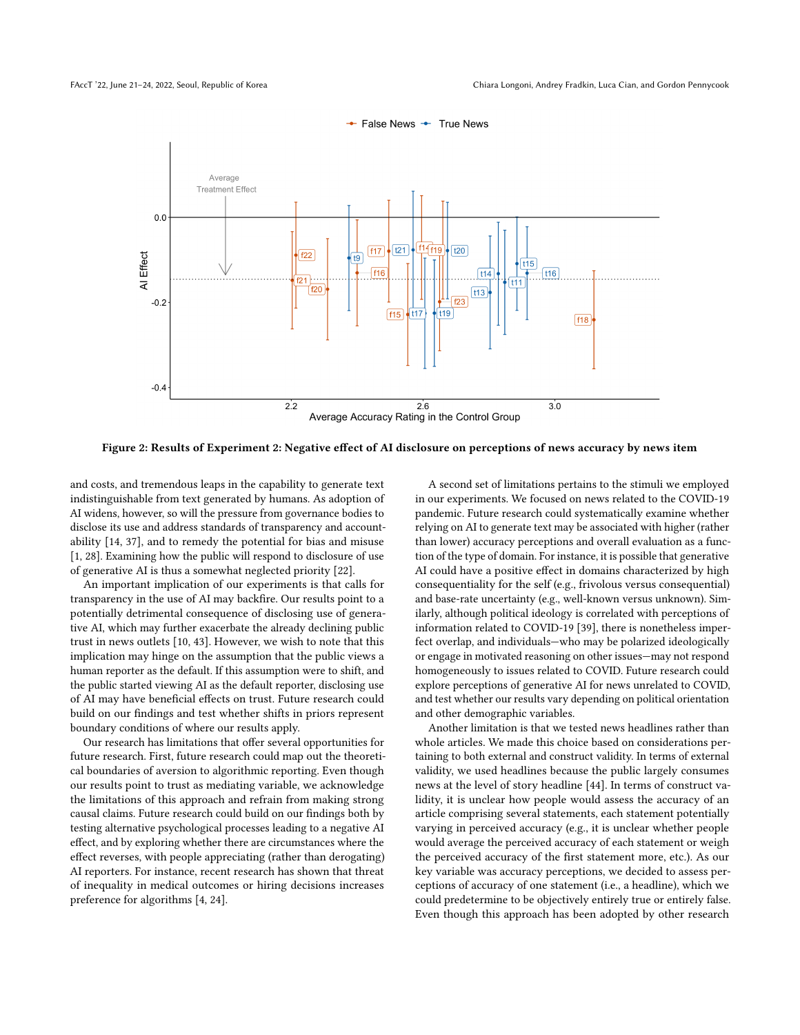Figure 2: Results of Experiment 2: Negative effect of AI disclosure on perceptions of news accuracy by news item

and costs, and tremendous leaps in the capability to generate text indistinguishable from text generated by humans. As adoption of AI widens, however, so will the pressure from governance bodies to disclose its use and address standards of transparency and accountability [14, 37], and to remedy the potential for bias and misuse [1, 28]. Examining how the public will respond to disclosure of use of generative AI is thus a somewhat neglected priority [22].

An important implication of our experiments is that calls for transparency in the use of AI may backfire. Our results point to a potentially detrimental consequence of disclosing use of generative AI, which may further exacerbate the already declining public trust in news outlets [10, 43]. However, we wish to note that this implication may hinge on the assumption that the public views a human reporter as the default. If this assumption were to shift, and the public started viewing AI as the default reporter, disclosing use of AI may have beneficial effects on trust. Future research could build on our findings and test whether shifts in priors represent boundary conditions of where our results apply.

Our research has limitations that offer several opportunities for future research. First, future research could map out the theoretical boundaries of aversion to algorithmic reporting. Even though our results point to trust as mediating variable, we acknowledge the limitations of this approach and refrain from making strong causal claims. Future research could build on our findings both by testing alternative psychological processes leading to a negative AI effect, and by exploring whether there are circumstances where the effect reverses, with people appreciating (rather than derogating) AI reporters. For instance, recent research has shown that threat of inequality in medical outcomes or hiring decisions increases preference for algorithms [4, 24].

A second set of limitations pertains to the stimuli we employed in our experiments. We focused on news related to the COVID-19 pandemic. Future research could systematically examine whether relying on AI to generate text may be associated with higher (rather than lower) accuracy perceptions and overall evaluation as a function of the type of domain. For instance, it is possible that generative AI could have a positive effect in domains characterized by high consequentiality for the self (e.g., frivolous versus consequential) and base-rate uncertainty (e.g., well-known versus unknown). Similarly, although political ideology is correlated with perceptions of information related to COVID-19 [39], there is nonetheless imperfect overlap, and individuals—who may be polarized ideologically or engage in motivated reasoning on other issues—may not respond homogeneously to issues related to COVID. Future research could explore perceptions of generative AI for news unrelated to COVID, and test whether our results vary depending on political orientation and other demographic variables.

Another limitation is that we tested news headlines rather than whole articles. We made this choice based on considerations pertaining to both external and construct validity. In terms of external validity, we used headlines because the public largely consumes news at the level of story headline [44]. In terms of construct validity, it is unclear how people would assess the accuracy of an article comprising several statements, each statement potentially varying in perceived accuracy (e.g., it is unclear whether people would average the perceived accuracy of each statement or weigh the perceived accuracy of the first statement more, etc.). As our key variable was accuracy perceptions, we decided to assess perceptions of accuracy of one statement (i.e., a headline), which we could predetermine to be objectively entirely true or entirely false. Even though this approach has been adopted by other research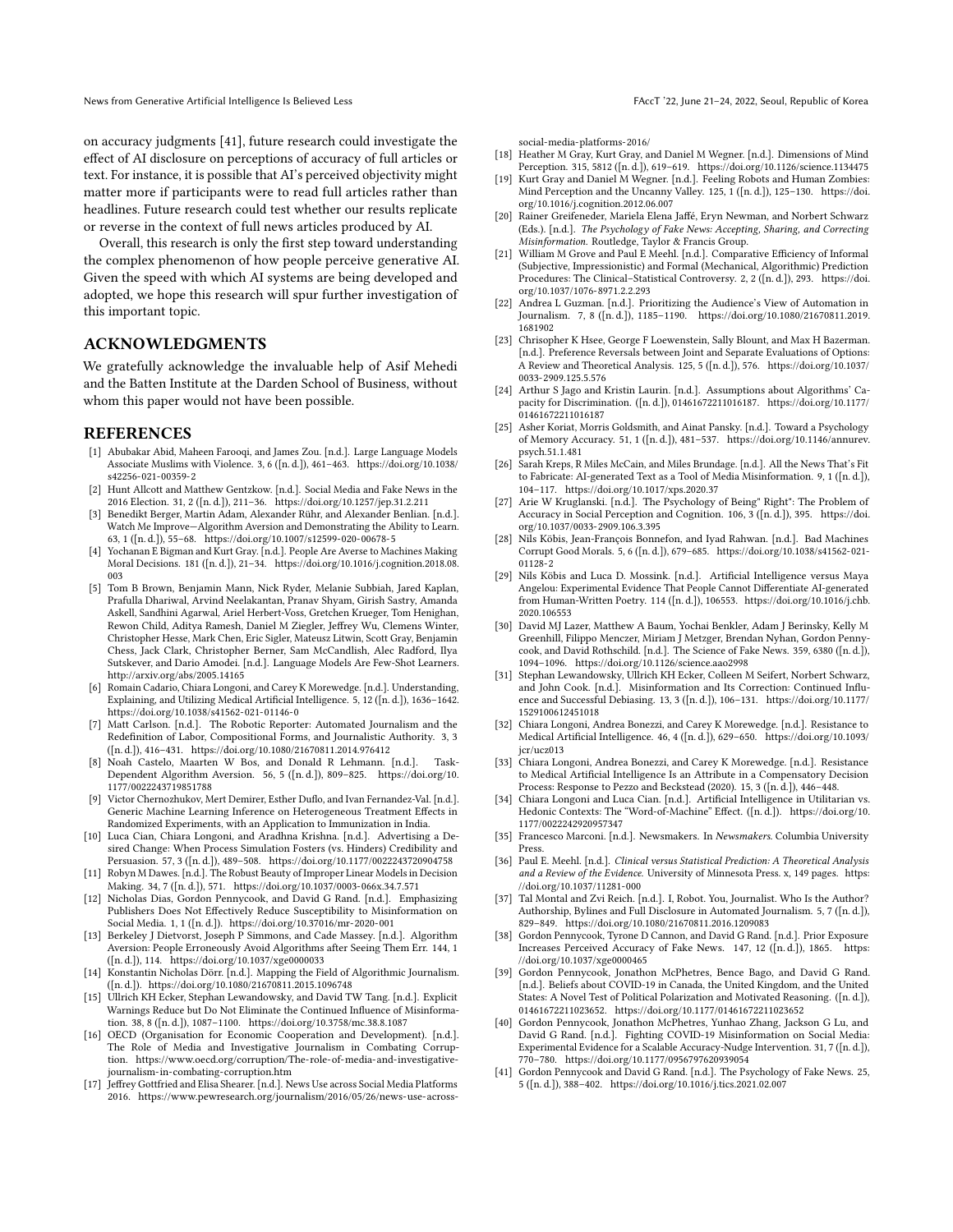on accuracy judgments [41], future research could investigate the effect of AI disclosure on perceptions of accuracy of full articles or text. For instance, it is possible that AI's perceived objectivity might matter more if participants were to read full articles rather than headlines. Future research could test whether our results replicate or reverse in the context of full news articles produced by AI.

Overall, this research is only the first step toward understanding the complex phenomenon of how people perceive generative AI. Given the speed with which AI systems are being developed and adopted, we hope this research will spur further investigation of this important topic.

## ACKNOWLEDGMENTS

We gratefully acknowledge the invaluable help of Asif Mehedi and the Batten Institute at the Darden School of Business, without whom this paper would not have been possible.

## REFERENCES

- [1] Abubakar Abid, Maheen Farooqi, and James Zou. [n.d.]. Large Language Models Associate Muslims with Violence. 3, 6 ([n. d.]), 461–463. https://doi.org/10.1038/s42256-021-00359-2
- [2] Hunt Allcott and Matthew Gentzkow. [n.d.]. Social Media and Fake News in the 2016 Election. 31, 2 ([n. d.]), 211–36. https://doi.org/10.1257/jep.31.2.211
- [3] Benedikt Berger, Martin Adam, Alexander Rühr, and Alexander Benlian. [n.d.]. Watch Me Improve—Algorithm Aversion and Demonstrating the Ability to Learn. 63, 1 ([n. d.]), 55–68. https://doi.org/10.1007/s12599-020-00678-5
- [4] Yochanan E Bigman and Kurt Gray. [n.d.]. People Are Averse to Machines Making Moral Decisions. 181 ([n. d.]), 21–34. https://doi.org/10.1016/j.cognition.2018.08.003
- [5] Tom B Brown, Benjamin Mann, Nick Ryder, Melanie Subbiah, Jared Kaplan, Prafulla Dhariwal, Arvind Neelakantan, Pranav Shyam, Girish Sastry, Amanda Askell, Sandhini Agarwal, Ariel Herbert-Voss, Gretchen Krueger, Tom Henighan, Rewon Child, Aditya Ramesh, Daniel M Ziegler, Jeffrey Wu, Clemens Winter, Christopher Hesse, Mark Chen, Eric Sigler, Mateusz Litwin, Scott Gray, Benjamin Chess, Jack Clark, Christopher Berner, Sam McCandlish, Alec Radford, Ilya Sutskever, and Dario Amodei. [n.d.]. Language Models Are Few-Shot Learners. http://arxiv.org/abs/2005.14165
- [6] Romain Cadario, Chiara Longoni, and Carey K Morewedge. [n.d.]. Understanding, Explaining, and Utilizing Medical Artificial Intelligence. 5, 12 ([n. d.]), 1636–1642. https://doi.org/10.1038/s41562-021-01146-0
- [7] Matt Carlson. [n.d.]. The Robotic Reporter: Automated Journalism and the Redefinition of Labor, Compositional Forms, and Journalistic Authority. 3, 3 ([n. d.]), 416–431. https://doi.org/10.1080/21670811.2014.976412
- [8] Noah Castelo, Maarten W Bos, and Donald R Lehmann. [n.d.]. Task-Dependent Algorithm Aversion. 56, 5 ([n. d.]), 809–825. https://doi.org/10.1177/0022243719851788
- [9] Victor Chernozhukov, Mert Demirer, Esther Duflo, and Ivan Fernandez-Val. [n.d.]. Generic Machine Learning Inference on Heterogeneous Treatment Effects in Randomized Experiments, with an Application to Immunization in India.
- [10] Luca Cian, Chiara Longoni, and Aradhna Krishna. [n.d.]. Advertising a Desired Change: When Process Simulation Fosters (vs. Hinders) Credibility and Persuasion. 57, 3 ([n. d.]), 489–508. https://doi.org/10.1177/0022243720904758
- [11] Robyn M Dawes. [n.d.]. The Robust Beauty of Improper Linear Models in Decision Making. 34, 7 ([n. d.]), 571. https://doi.org/10.1037/0003-066x.34.7.571
- [12] Nicholas Dias, Gordon Pennycook, and David G Rand. [n.d.]. Emphasizing Publishers Does Not Effectively Reduce Susceptibility to Misinformation on Social Media. 1, 1 ([n. d.]). https://doi.org/10.37016/mr-2020-001
- [13] Berkeley J Dietvorst, Joseph P Simmons, and Cade Massey. [n.d.]. Algorithm Aversion: People Erroneously Avoid Algorithms after Seeing Them Err. 144, 1 ([n. d.]), 114. https://doi.org/10.1037/xge0000033
- [14] Konstantin Nicholas Dörr. [n.d.]. Mapping the Field of Algorithmic Journalism. ([n. d.]). https://doi.org/10.1080/21670811.2015.1096748
- [15] Ullrich KH Ecker, Stephan Lewandowsky, and David TW Tang. [n.d.]. Explicit Warnings Reduce but Do Not Eliminate the Continued Influence of Misinformation. 38, 8 ([n. d.]), 1087–1100. https://doi.org/10.3758/mc.38.8.1087
- [16] OECD (Organisation for Economic Cooperation and Development). [n.d.]. The Role of Media and Investigative Journalism in Combating Corruption. https://www.oecd.org/corruption/The-role-of-media-and-investigative-journalism-in-combating-corruption.htm
- [17] Jeffrey Gottfried and Elisa Shearer. [n.d.]. News Use across Social Media Platforms 2016. https://www.pewresearch.org/journalism/2016/05/26/news-use-across-social-media-platforms-2016/
- [18] Heather M Gray, Kurt Gray, and Daniel M Wegner. [n.d.]. Dimensions of Mind Perception. 315, 5812 ([n. d.]), 619–619. https://doi.org/10.1126/science.1134475
- [19] Kurt Gray and Daniel M Wegner. [n.d.]. Feeling Robots and Human Zombies: Mind Perception and the Uncanny Valley. 125, 1 ([n. d.]), 125–130. https://doi.org/10.1016/j.cognition.2012.06.007
- [20] Rainer Greifeneder, Mariela Elena Jaffé, Eryn Newman, and Norbert Schwarz (Eds.). [n.d.]. *The Psychology of Fake News: Accepting, Sharing, and Correcting Misinformation.* Routledge, Taylor & Francis Group.
- [21] William M Grove and Paul E Meehl. [n.d.]. Comparative Efficiency of Informal (Subjective, Impressionistic) and Formal (Mechanical, Algorithmic) Prediction Procedures: The Clinical–Statistical Controversy. 2, 2 ([n. d.]), 293. https://doi.org/10.1037/1076-8971.2.2.293
- [22] Andrea L Guzman. [n.d.]. Prioritizing the Audience's View of Automation in Journalism. 7, 8 ([n. d.]), 1185–1190. https://doi.org/10.1080/21670811.2019.1681902
- [23] Chrisopher K Hsee, George F Loewenstein, Sally Blount, and Max H Bazerman. [n.d.]. Preference Reversals between Joint and Separate Evaluations of Options: A Review and Theoretical Analysis. 125, 5 ([n. d.]), 576. https://doi.org/10.1037/0033-2909.125.5.576
- [24] Arthur S Jago and Kristin Laurin. [n.d.]. Assumptions about Algorithms' Capacity for Discrimination. ([n. d.]), 01461672211016187. https://doi.org/10.1177/01461672211016187
- [25] Asher Koriat, Morris Goldsmith, and Ainat Pansky. [n.d.]. Toward a Psychology of Memory Accuracy. 51, 1 ([n. d.]), 481–537. https://doi.org/10.1146/annurev.psych.51.1.481
- [26] Sarah Kreps, R Miles McCain, and Miles Brundage. [n.d.]. All the News That's Fit to Fabricate: AI-generated Text as a Tool of Media Misinformation. 9, 1 ([n. d.]), 104–117. https://doi.org/10.1017/xps.2020.37
- [27] Arie W Kruglanski. [n.d.]. The Psychology of Being" Right": The Problem of Accuracy in Social Perception and Cognition. 106, 3 ([n. d.]), 395. https://doi.org/10.1037/0033-2909.106.3.395
- [28] Nils Köbis, Jean-François Bonnefon, and Iyad Rahwan. [n.d.]. Bad Machines Corrupt Good Morals. 5, 6 ([n. d.]), 679–685. https://doi.org/10.1038/s41562-021-01128-2
- [29] Nils Köbis and Luca D. Mossink. [n.d.]. Artificial Intelligence versus Maya Angelou: Experimental Evidence That People Cannot Differentiate AI-generated from Human-Written Poetry. 114 ([n. d.]), 106553. https://doi.org/10.1016/j.chb.2020.106553
- [30] David MJ Lazer, Matthew A Baum, Yochai Benkler, Adam J Berinsky, Kelly M Greenhill, Filippo Menczer, Miriam J Metzger, Brendan Nyhan, Gordon Pennycook, and David Rothschild. [n.d.]. The Science of Fake News. 359, 6380 ([n. d.]), 1094–1096. https://doi.org/10.1126/science.aao2998
- [31] Stephan Lewandowsky, Ullrich KH Ecker, Colleen M Seifert, Norbert Schwarz, and John Cook. [n.d.]. Misinformation and Its Correction: Continued Influence and Successful Debiasing. 13, 3 ([n. d.]), 106–131. https://doi.org/10.1177/1529100612451018
- [32] Chiara Longoni, Andrea Bonezzi, and Carey K Morewedge. [n.d.]. Resistance to Medical Artificial Intelligence. 46, 4 ([n. d.]), 629–650. https://doi.org/10.1093/jcr/ucz013
- [33] Chiara Longoni, Andrea Bonezzi, and Carey K Morewedge. [n.d.]. Resistance to Medical Artificial Intelligence Is an Attribute in a Compensatory Decision Process: Response to Pezzo and Beckstead (2020). 15, 3 ([n. d.]), 446–448.
- [34] Chiara Longoni and Luca Cian. [n.d.]. Artificial Intelligence in Utilitarian vs. Hedonic Contexts: The "Word-of-Machine" Effect. ([n. d.]). https://doi.org/10.1177/0022242920957347
- [35] Francesco Marconi. [n.d.]. Newsmakers. In *Newsmakers*. Columbia University Press.
- [36] Paul E. Meehl. [n.d.]. *Clinical versus Statistical Prediction: A Theoretical Analysis and a Review of the Evidence.* University of Minnesota Press. x, 149 pages. https://doi.org/10.1037/11281-000
- [37] Tal Montal and Zvi Reich. [n.d.]. I, Robot. You, Journalist. Who Is the Author? Authorship, Bylines and Full Disclosure in Automated Journalism. 5, 7 ([n. d.]), 829–849. https://doi.org/10.1080/21670811.2016.1209083
- [38] Gordon Pennycook, Tyrone D Cannon, and David G Rand. [n.d.]. Prior Exposure Increases Perceived Accuracy of Fake News. 147, 12 ([n. d.]), 1865. https://doi.org/10.1037/xge0000465
- [39] Gordon Pennycook, Jonathon McPhetres, Bence Bago, and David G Rand. [n.d.]. Beliefs about COVID-19 in Canada, the United Kingdom, and the United States: A Novel Test of Political Polarization and Motivated Reasoning. ([n. d.]), 01461672211023652. https://doi.org/10.1177/01461672211023652
- [40] Gordon Pennycook, Jonathon McPhetres, Yunhao Zhang, Jackson G Lu, and David G Rand. [n.d.]. Fighting COVID-19 Misinformation on Social Media: Experimental Evidence for a Scalable Accuracy-Nudge Intervention. 31, 7 ([n. d.]), 770–780. https://doi.org/10.1177/0956797620939054
- [41] Gordon Pennycook and David G Rand. [n.d.]. The Psychology of Fake News. 25, 5 ([n. d.]), 388–402. https://doi.org/10.1016/j.tics.2021.02.007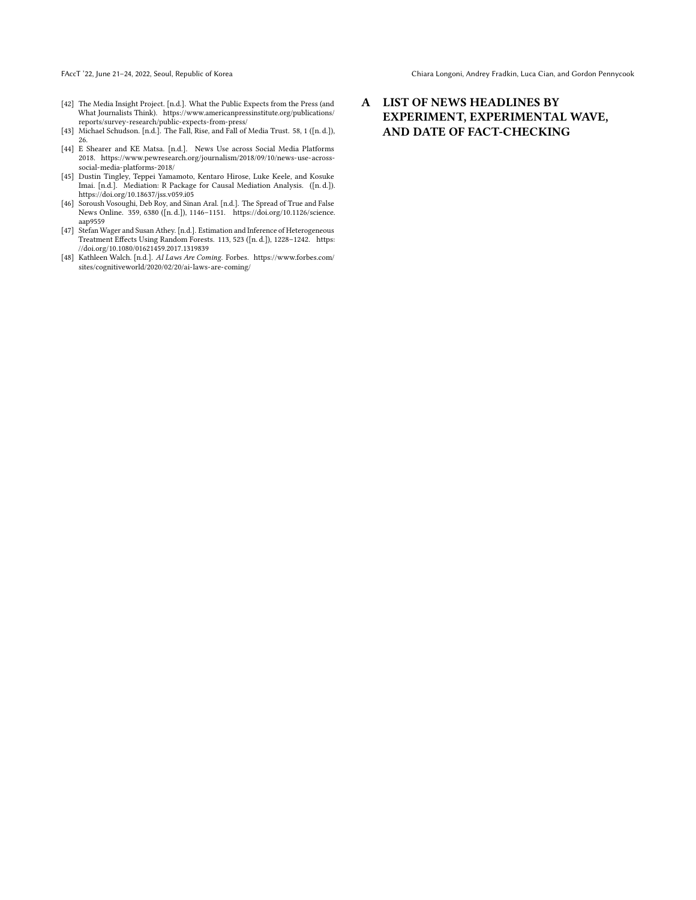[42] The Media Insight Project. [n.d.]. What the Public Expects from the Press (and What Journalists Think). https://www.americanpressinstitute.org/publications/reports/survey-research/public-expects-from-press/

[43] Michael Schudson. [n.d.]. The Fall, Rise, and Fall of Media Trust. 58, 1 ([n. d.]), 26.

[44] E Shearer and KE Matsa. [n.d.]. News Use across Social Media Platforms 2018. https://www.pewresearch.org/journalism/2018/09/10/news-use-across-social-media-platforms-2018/

[45] Dustin Tingley, Teppei Yamamoto, Kentaro Hirose, Luke Keele, and Kosuke Imai. [n.d.]. Mediation: R Package for Causal Mediation Analysis. ([n. d.]). https://doi.org/10.18637/jss.v059.i05

[46] Soroush Vosoughi, Deb Roy, and Sinan Aral. [n.d.]. The Spread of True and False News Online. 359, 6380 ([n. d.]), 1146–1151. https://doi.org/10.1126/science.aap9559

[47] Stefan Wager and Susan Athey. [n.d.]. Estimation and Inference of Heterogeneous Treatment Effects Using Random Forests. 113, 523 ([n. d.]), 1228–1242. https://doi.org/10.1080/01621459.2017.1319839

[48] Kathleen Walch. [n.d.]. *AI Laws Are Coming*. Forbes. https://www.forbes.com/sites/cognitiveworld/2020/02/20/ai-laws-are-coming/

# A LIST OF NEWS HEADLINES BY EXPERIMENT, EXPERIMENTAL WAVE, AND DATE OF FACT-CHECKING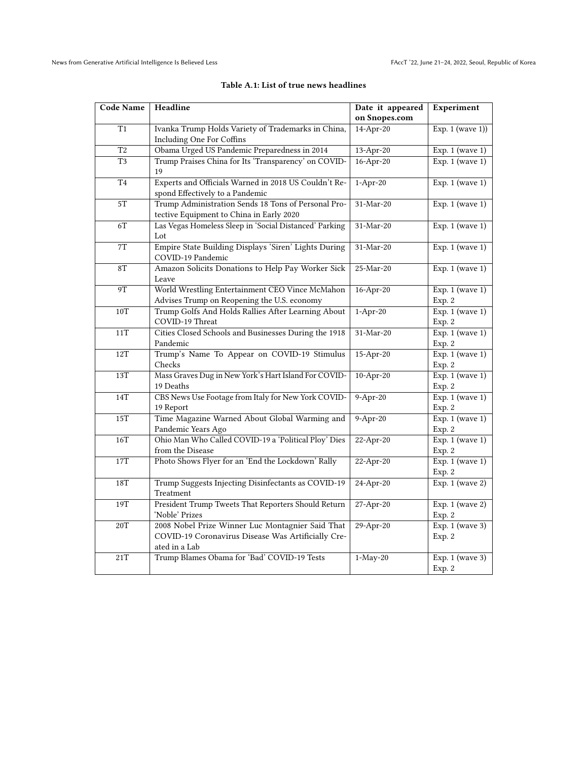**Table A.1: List of true news headlines**

| Code Name | Headline | Date it appeared on Snopes.com | Experiment |
|---|---|---|---|
| T1 | Ivanka Trump Holds Variety of Trademarks in China, Including One For Coffins | 14-Apr-20 | Exp. 1 (wave 1)) |
| T2 | Obama Urged US Pandemic Preparedness in 2014 | 13-Apr-20 | Exp. 1 (wave 1) |
| T3 | Trump Praises China for Its 'Transparency' on COVID-19 | 16-Apr-20 | Exp. 1 (wave 1) |
| T4 | Experts and Officials Warned in 2018 US Couldn't Respond Effectively to a Pandemic | 1-Apr-20 | Exp. 1 (wave 1) |
| 5T | Trump Administration Sends 18 Tons of Personal Protective Equipment to China in Early 2020 | 31-Mar-20 | Exp. 1 (wave 1) |
| 6T | Las Vegas Homeless Sleep in 'Social Distanced' Parking Lot | 31-Mar-20 | Exp. 1 (wave 1) |
| 7T | Empire State Building Displays 'Siren' Lights During COVID-19 Pandemic | 31-Mar-20 | Exp. 1 (wave 1) |
| 8T | Amazon Solicits Donations to Help Pay Worker Sick Leave | 25-Mar-20 | Exp. 1 (wave 1) |
| 9T | World Wrestling Entertainment CEO Vince McMahon Advises Trump on Reopening the U.S. economy | 16-Apr-20 | Exp. 1 (wave 1) Exp. 2 |
| 10T | Trump Golfs And Holds Rallies After Learning About COVID-19 Threat | 1-Apr-20 | Exp. 1 (wave 1) Exp. 2 |
| 11T | Cities Closed Schools and Businesses During the 1918 Pandemic | 31-Mar-20 | Exp. 1 (wave 1) Exp. 2 |
| 12T | Trump's Name To Appear on COVID-19 Stimulus Checks | 15-Apr-20 | Exp. 1 (wave 1) Exp. 2 |
| 13T | Mass Graves Dug in New York's Hart Island For COVID-19 Deaths | 10-Apr-20 | Exp. 1 (wave 1) Exp. 2 |
| 14T | CBS News Use Footage from Italy for New York COVID-19 Report | 9-Apr-20 | Exp. 1 (wave 1) Exp. 2 |
| 15T | Time Magazine Warned About Global Warming and Pandemic Years Ago | 9-Apr-20 | Exp. 1 (wave 1) Exp. 2 |
| 16T | Ohio Man Who Called COVID-19 a 'Political Ploy' Dies from the Disease | 22-Apr-20 | Exp. 1 (wave 1) Exp. 2 |
| 17T | Photo Shows Flyer for an 'End the Lockdown' Rally | 22-Apr-20 | Exp. 1 (wave 1) Exp. 2 |
| 18T | Trump Suggests Injecting Disinfectants as COVID-19 Treatment | 24-Apr-20 | Exp. 1 (wave 2) |
| 19T | President Trump Tweets That Reporters Should Return 'Noble' Prizes | 27-Apr-20 | Exp. 1 (wave 2) Exp. 2 |
| 20T | 2008 Nobel Prize Winner Luc Montagnier Said That COVID-19 Coronavirus Disease Was Artificially Created in a Lab | 29-Apr-20 | Exp. 1 (wave 3) Exp. 2 |
| 21T | Trump Blames Obama for 'Bad' COVID-19 Tests | 1-May-20 | Exp. 1 (wave 3) Exp. 2 |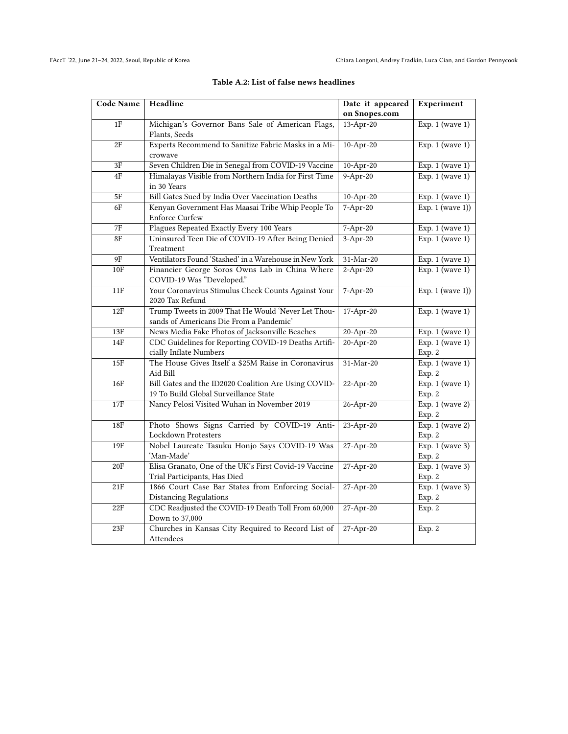**Table A.2: List of false news headlines**

| Code Name | Headline | Date it appeared on Snopes.com | Experiment |
|---|---|---|---|
| 1F | Michigan's Governor Bans Sale of American Flags, Plants, Seeds | 13-Apr-20 | Exp. 1 (wave 1) |
| 2F | Experts Recommend to Sanitize Fabric Masks in a Microwave | 10-Apr-20 | Exp. 1 (wave 1) |
| 3F | Seven Children Die in Senegal from COVID-19 Vaccine | 10-Apr-20 | Exp. 1 (wave 1) |
| 4F | Himalayas Visible from Northern India for First Time in 30 Years | 9-Apr-20 | Exp. 1 (wave 1) |
| 5F | Bill Gates Sued by India Over Vaccination Deaths | 10-Apr-20 | Exp. 1 (wave 1) |
| 6F | Kenyan Government Has Maasai Tribe Whip People To Enforce Curfew | 7-Apr-20 | Exp. 1 (wave 1)) |
| 7F | Plagues Repeated Exactly Every 100 Years | 7-Apr-20 | Exp. 1 (wave 1) |
| 8F | Uninsured Teen Die of COVID-19 After Being Denied Treatment | 3-Apr-20 | Exp. 1 (wave 1) |
| 9F | Ventilators Found 'Stashed' in a Warehouse in New York | 31-Mar-20 | Exp. 1 (wave 1) |
| 10F | Financier George Soros Owns Lab in China Where COVID-19 Was "Developed." | 2-Apr-20 | Exp. 1 (wave 1) |
| 11F | Your Coronavirus Stimulus Check Counts Against Your 2020 Tax Refund | 7-Apr-20 | Exp. 1 (wave 1)) |
| 12F | Trump Tweets in 2009 That He Would 'Never Let Thousands of Americans Die From a Pandemic' | 17-Apr-20 | Exp. 1 (wave 1) |
| 13F | News Media Fake Photos of Jacksonville Beaches | 20-Apr-20 | Exp. 1 (wave 1) |
| 14F | CDC Guidelines for Reporting COVID-19 Deaths Artificially Inflate Numbers | 20-Apr-20 | Exp. 1 (wave 1) Exp. 2 |
| 15F | The House Gives Itself a $25M Raise in Coronavirus Aid Bill | 31-Mar-20 | Exp. 1 (wave 1) Exp. 2 |
| 16F | Bill Gates and the ID2020 Coalition Are Using COVID-19 To Build Global Surveillance State | 22-Apr-20 | Exp. 1 (wave 1) Exp. 2 |
| 17F | Nancy Pelosi Visited Wuhan in November 2019 | 26-Apr-20 | Exp. 1 (wave 2) Exp. 2 |
| 18F | Photo Shows Signs Carried by COVID-19 Anti-Lockdown Protesters | 23-Apr-20 | Exp. 1 (wave 2) Exp. 2 |
| 19F | Nobel Laureate Tasuku Honjo Says COVID-19 Was 'Man-Made' | 27-Apr-20 | Exp. 1 (wave 3) Exp. 2 |
| 20F | Elisa Granato, One of the UK's First Covid-19 Vaccine Trial Participants, Has Died | 27-Apr-20 | Exp. 1 (wave 3) Exp. 2 |
| 21F | 1866 Court Case Bar States from Enforcing Social-Distancing Regulations | 27-Apr-20 | Exp. 1 (wave 3) Exp. 2 |
| 22F | CDC Readjusted the COVID-19 Death Toll From 60,000 Down to 37,000 | 27-Apr-20 | Exp. 2 |
| 23F | Churches in Kansas City Required to Record List of Attendees | 27-Apr-20 | Exp. 2 |